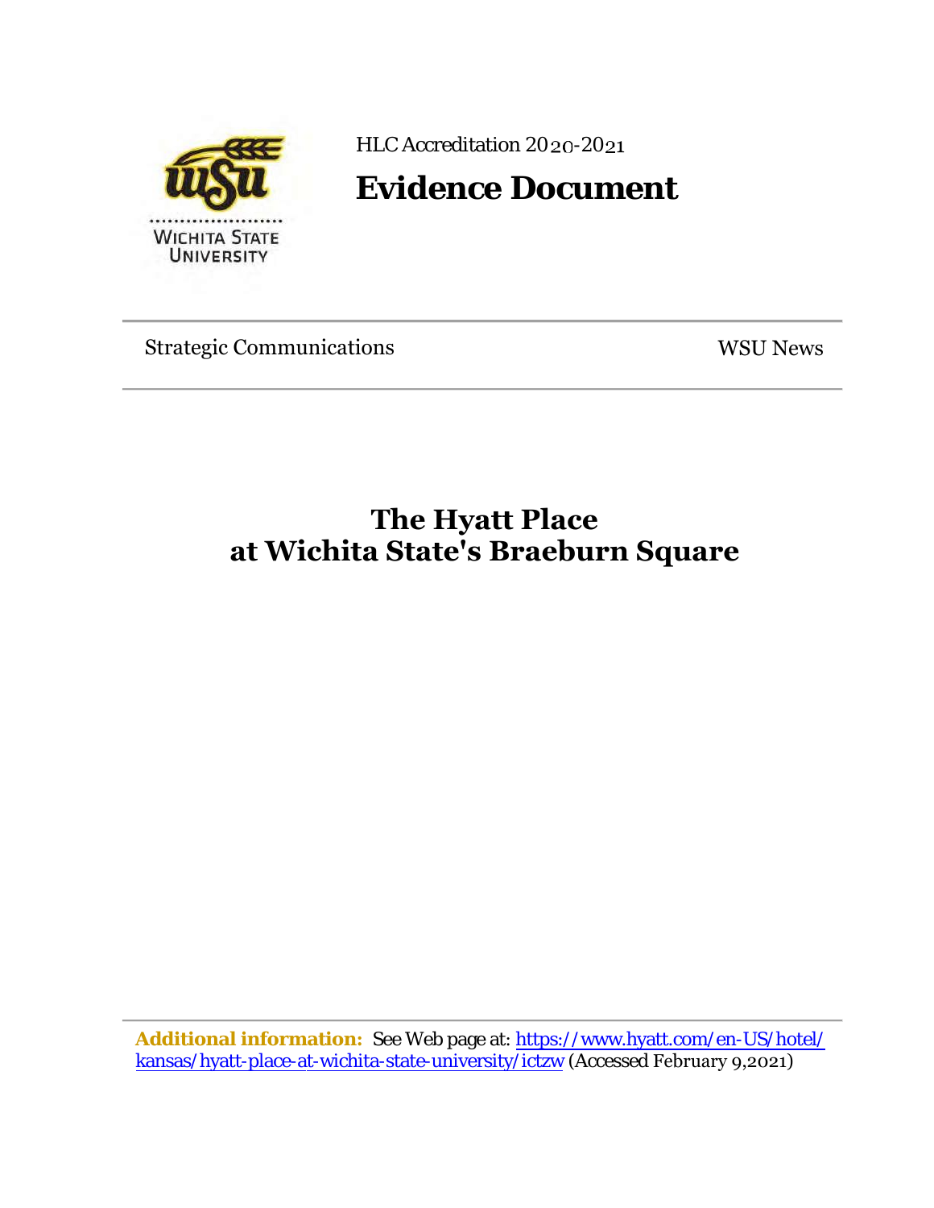HLC Accreditation 2020-2021

# Evidence Document

Strategic Communications WSU News

## The Hyatt Place at Wichita State's Braeburn Square

**Additional information:** See Web page at: https://www.hyatt.com/en-US/hotel/kansas/hyatt-place-at-wichita-state-university/ictzw (Accessed February 9,2021)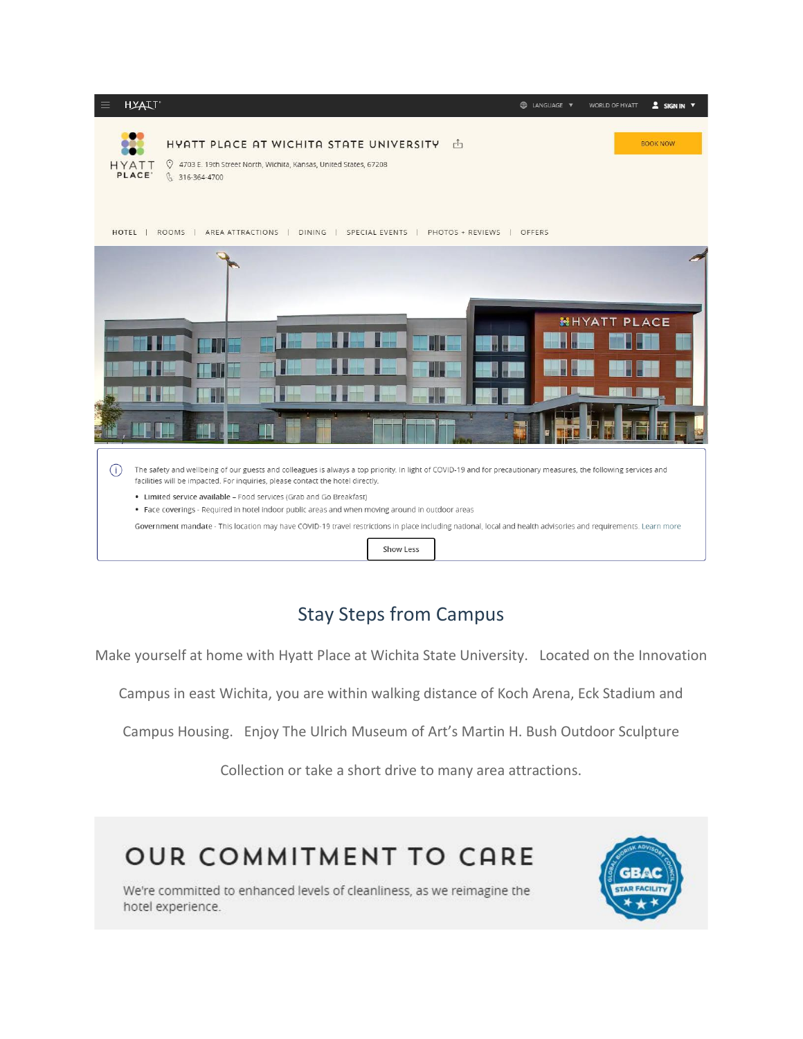HYATT · LANGUAGE · WORLD OF HYATT · SIGN IN

HYATT PLACE

# HYATT PLACE AT WICHITA STATE UNIVERSITY

4703 E. 19th Street North, Wichita, Kansas, United States, 67208

316-364-4700

BOOK NOW

HOTEL | ROOMS | AREA ATTRACTIONS | DINING | SPECIAL EVENTS | PHOTOS + REVIEWS | OFFERS

The safety and wellbeing of our guests and colleagues is always a top priority. In light of COVID-19 and for precautionary measures, the following services and facilities will be impacted. For inquiries, please contact the hotel directly.

- Limited service available – Food services (Grab and Go Breakfast)
- Face coverings - Required in hotel indoor public areas and when moving around in outdoor areas

Government mandate - This location may have COVID-19 travel restrictions in place including national, local and health advisories and requirements. Learn more

Show Less

## Stay Steps from Campus

Make yourself at home with Hyatt Place at Wichita State University. Located on the Innovation Campus in east Wichita, you are within walking distance of Koch Arena, Eck Stadium and Campus Housing. Enjoy The Ulrich Museum of Art's Martin H. Bush Outdoor Sculpture Collection or take a short drive to many area attractions.

## OUR COMMITMENT TO CARE

We're committed to enhanced levels of cleanliness, as we reimagine the hotel experience.

GBAC STAR FACILITY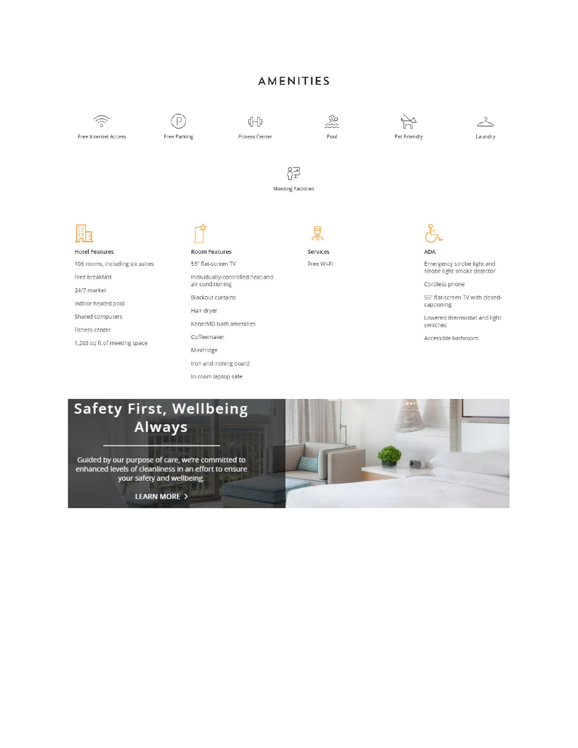# AMENITIES

Free Internet Access

Free Parking

Fitness Center

Pool

Pet Friendly

Laundry

Meeting Facilities

### Hotel Features

- 106 rooms, including six suites
- Free breakfast
- 24/7 market
- Indoor heated pool
- Shared computers
- Fitness center
- 1,203 sq ft of meeting space

### Room Features

- 55" flat-screen TV
- Individually-controlled heat and air conditioning
- Blackout curtains
- Hair dryer
- KenetMD bath amenities
- Coffeemaker
- Minifridge
- Iron and ironing board
- In-room laptop safe

### Services

- Free Wi-Fi

### ADA

- Emergency strobe light and strobe light smoke detector
- Cordless phone
- 55" flat-screen TV with closed-captioning
- Lowered thermostat and light switches
- Accessible bathroom

## Safety First, Wellbeing Always

Guided by our purpose of care, we're committed to enhanced levels of cleanliness in an effort to ensure your safety and wellbeing.

LEARN MORE >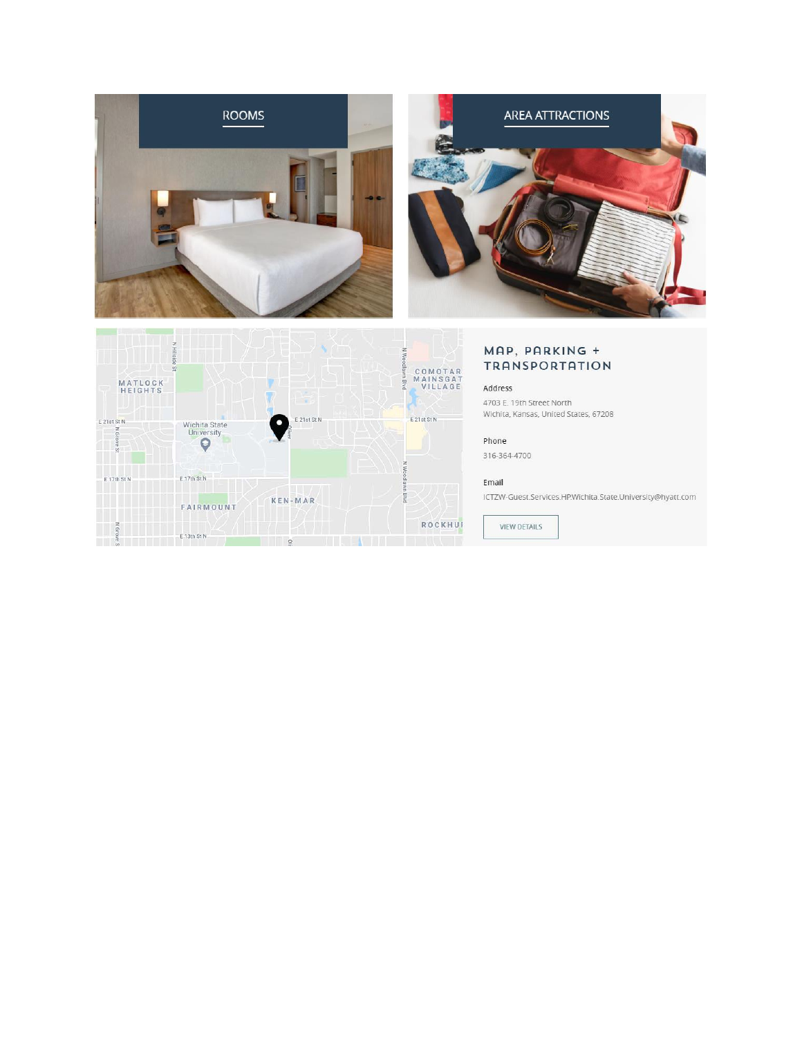ROOMS

AREA ATTRACTIONS

## MAP, PARKING + TRANSPORTATION

Address

4703 E. 19th Street North
Wichita, Kansas, United States, 67208

Phone

316-364-4700

Email

ICTZW-Guest.Services.HPWichita.State.University@hyatt.com

VIEW DETAILS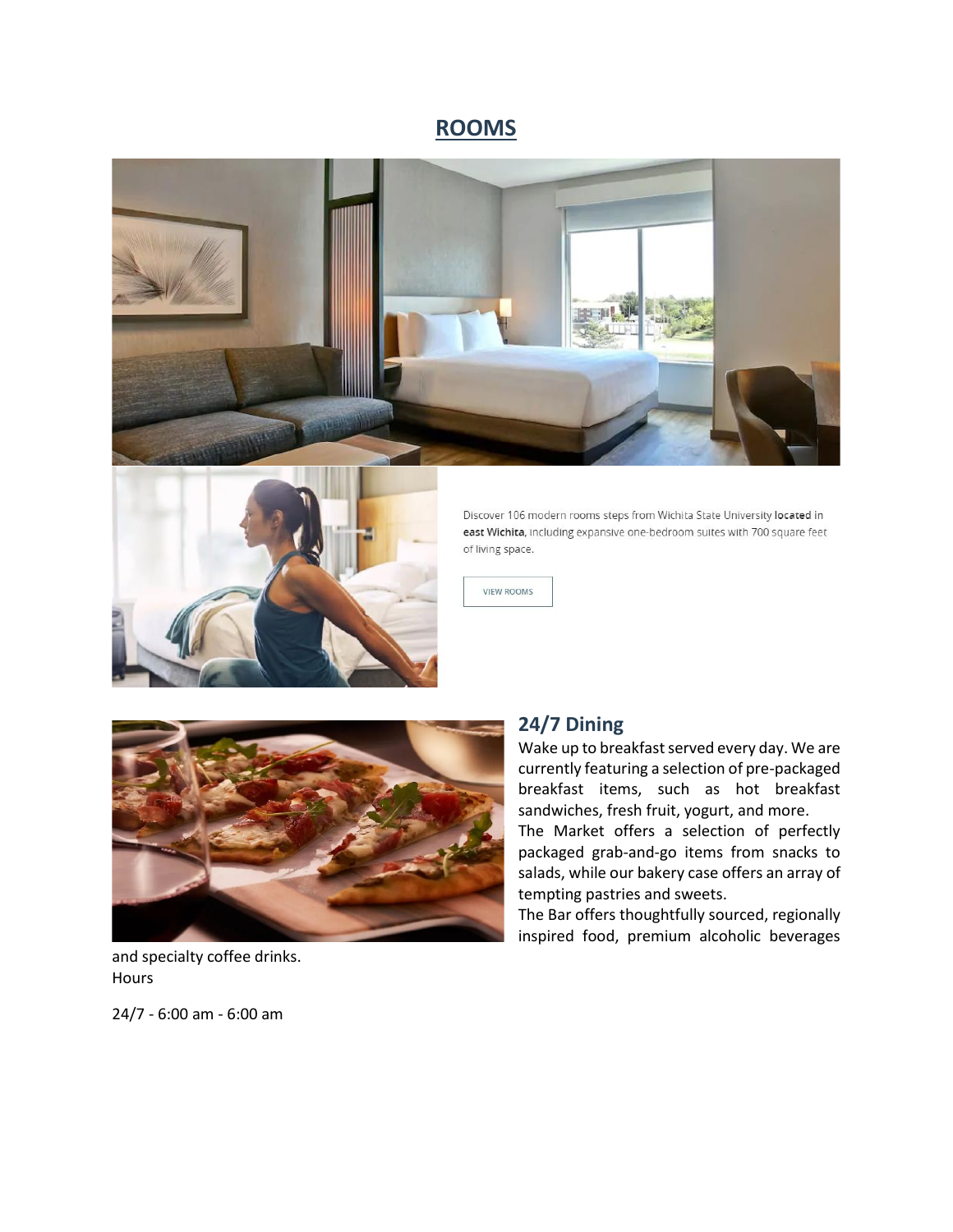## ROOMS

Discover 106 modern rooms steps from Wichita State University **located** in **east Wichita**, including expansive one-bedroom suites with 700 square feet of living space.

VIEW ROOMS

## 24/7 Dining

Wake up to breakfast served every day. We are currently featuring a selection of pre-packaged breakfast items, such as hot breakfast sandwiches, fresh fruit, yogurt, and more.

The Market offers a selection of perfectly packaged grab-and-go items from snacks to salads, while our bakery case offers an array of tempting pastries and sweets.

The Bar offers thoughtfully sourced, regionally inspired food, premium alcoholic beverages and specialty coffee drinks.

Hours

24/7 - 6:00 am - 6:00 am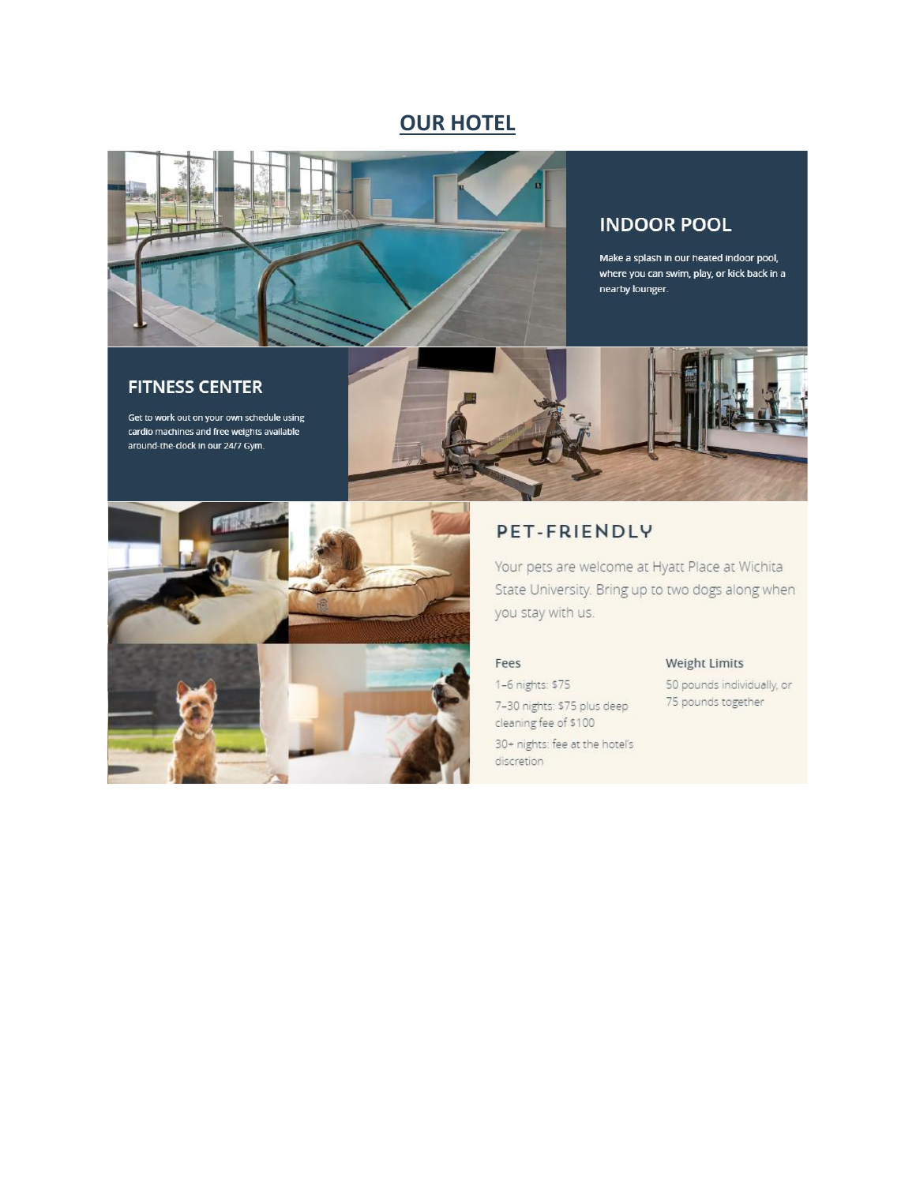# OUR HOTEL

## INDOOR POOL

Make a splash in our heated indoor pool, where you can swim, play, or kick back in a nearby lounger.

## FITNESS CENTER

Get to work out on your own schedule using cardio machines and free weights available around-the-clock in our 24/7 Gym.

## PET-FRIENDLY

Your pets are welcome at Hyatt Place at Wichita State University. Bring up to two dogs along when you stay with us.

### Fees

1–6 nights: $75

7–30 nights: $75 plus deep cleaning fee of $100

30+ nights: fee at the hotel's discretion

### Weight Limits

50 pounds individually, or 75 pounds together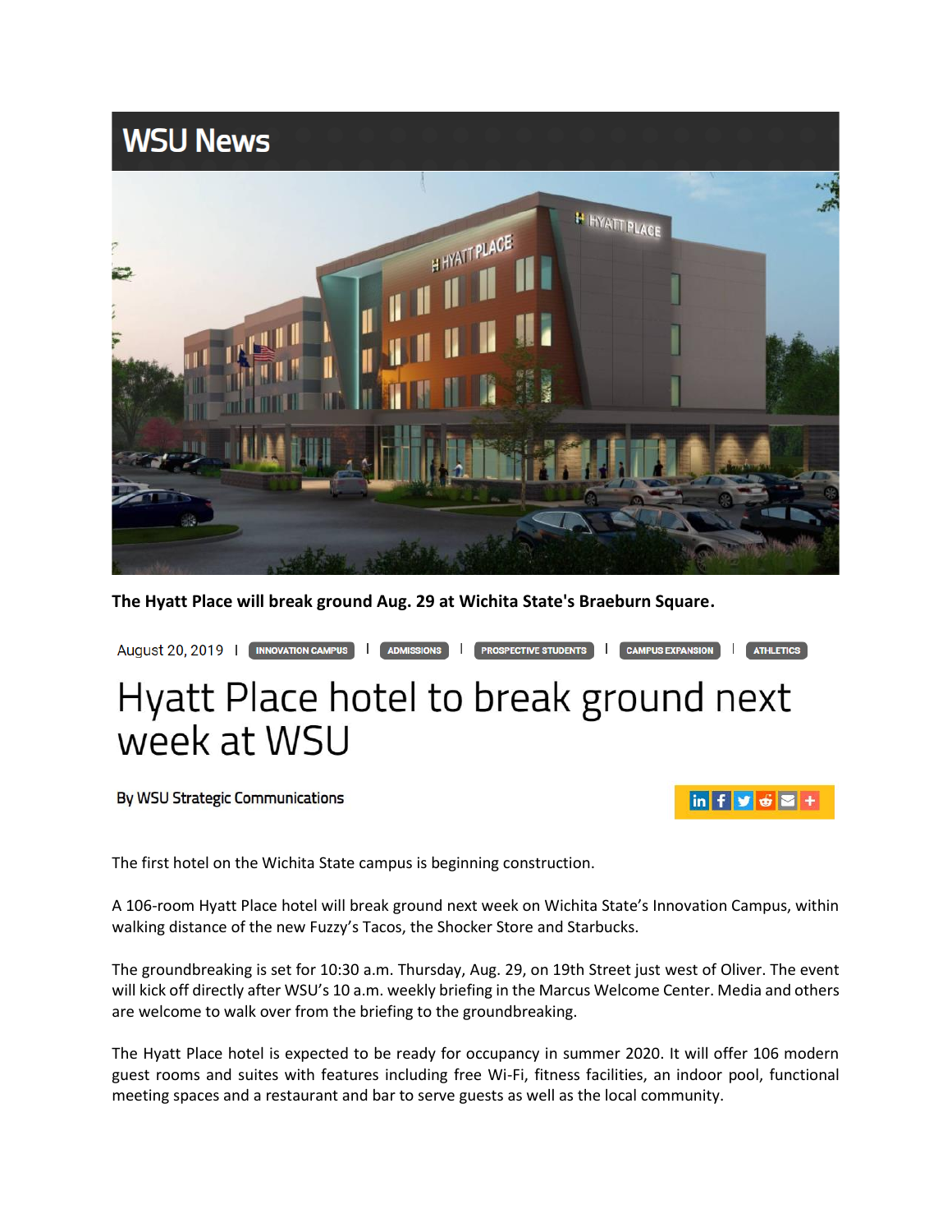WSU News

**The Hyatt Place will break ground Aug. 29 at Wichita State's Braeburn Square.**

August 20, 2019 | INNOVATION CAMPUS | ADMISSIONS | PROSPECTIVE STUDENTS | CAMPUS EXPANSION | ATHLETICS

# Hyatt Place hotel to break ground next week at WSU

By WSU Strategic Communications

The first hotel on the Wichita State campus is beginning construction.

A 106-room Hyatt Place hotel will break ground next week on Wichita State's Innovation Campus, within walking distance of the new Fuzzy's Tacos, the Shocker Store and Starbucks.

The groundbreaking is set for 10:30 a.m. Thursday, Aug. 29, on 19th Street just west of Oliver. The event will kick off directly after WSU's 10 a.m. weekly briefing in the Marcus Welcome Center. Media and others are welcome to walk over from the briefing to the groundbreaking.

The Hyatt Place hotel is expected to be ready for occupancy in summer 2020. It will offer 106 modern guest rooms and suites with features including free Wi-Fi, fitness facilities, an indoor pool, functional meeting spaces and a restaurant and bar to serve guests as well as the local community.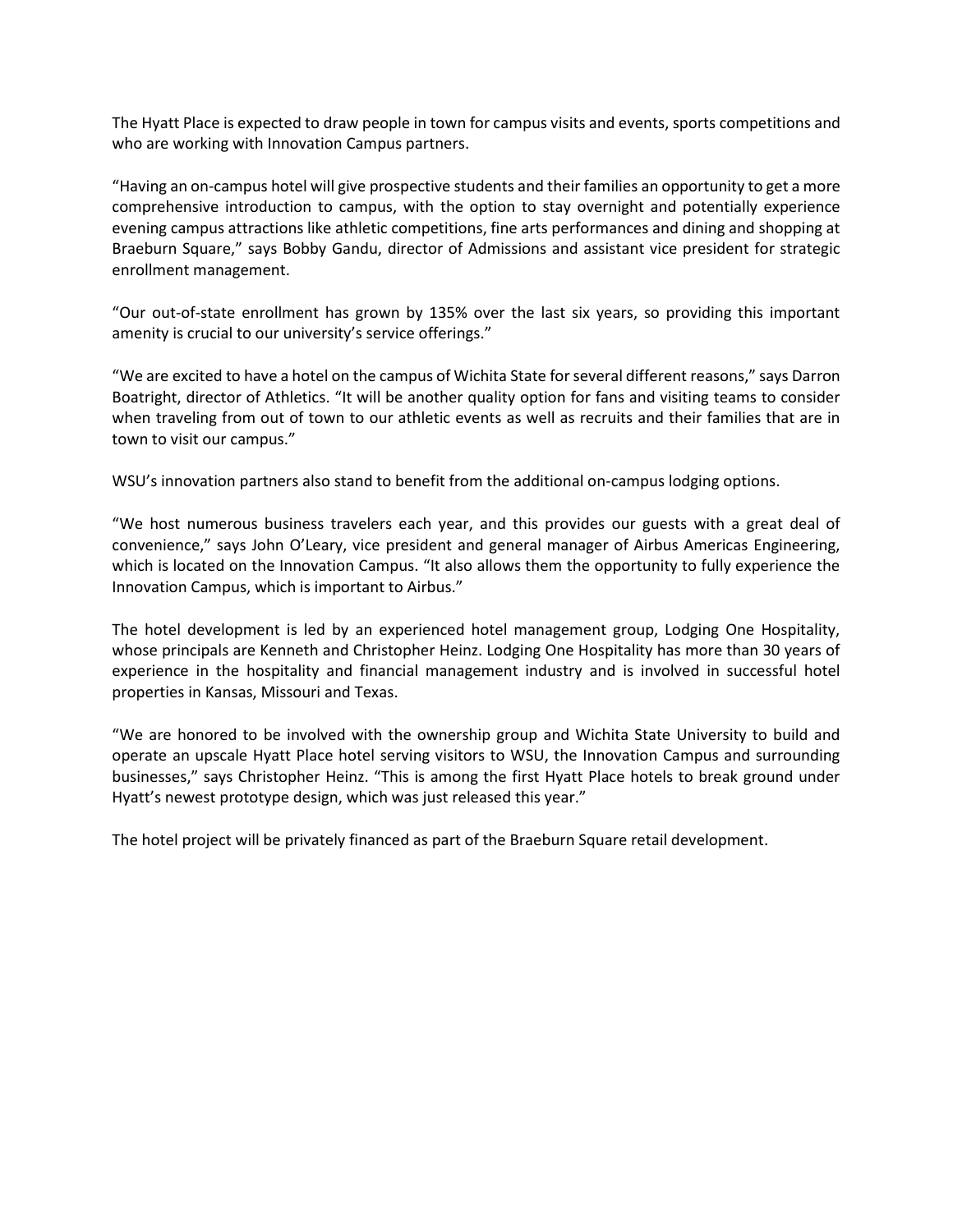The Hyatt Place is expected to draw people in town for campus visits and events, sports competitions and who are working with Innovation Campus partners.

"Having an on-campus hotel will give prospective students and their families an opportunity to get a more comprehensive introduction to campus, with the option to stay overnight and potentially experience evening campus attractions like athletic competitions, fine arts performances and dining and shopping at Braeburn Square," says Bobby Gandu, director of Admissions and assistant vice president for strategic enrollment management.

"Our out-of-state enrollment has grown by 135% over the last six years, so providing this important amenity is crucial to our university's service offerings."

"We are excited to have a hotel on the campus of Wichita State for several different reasons," says Darron Boatright, director of Athletics. "It will be another quality option for fans and visiting teams to consider when traveling from out of town to our athletic events as well as recruits and their families that are in town to visit our campus."

WSU's innovation partners also stand to benefit from the additional on-campus lodging options.

"We host numerous business travelers each year, and this provides our guests with a great deal of convenience," says John O'Leary, vice president and general manager of Airbus Americas Engineering, which is located on the Innovation Campus. "It also allows them the opportunity to fully experience the Innovation Campus, which is important to Airbus."

The hotel development is led by an experienced hotel management group, Lodging One Hospitality, whose principals are Kenneth and Christopher Heinz. Lodging One Hospitality has more than 30 years of experience in the hospitality and financial management industry and is involved in successful hotel properties in Kansas, Missouri and Texas.

"We are honored to be involved with the ownership group and Wichita State University to build and operate an upscale Hyatt Place hotel serving visitors to WSU, the Innovation Campus and surrounding businesses," says Christopher Heinz. "This is among the first Hyatt Place hotels to break ground under Hyatt's newest prototype design, which was just released this year."

The hotel project will be privately financed as part of the Braeburn Square retail development.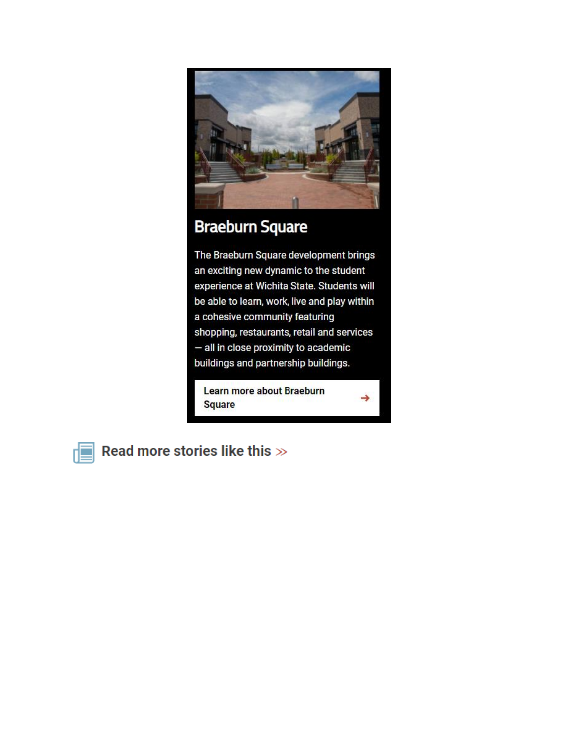## Braeburn Square

The Braeburn Square development brings an exciting new dynamic to the student experience at Wichita State. Students will be able to learn, work, live and play within a cohesive community featuring shopping, restaurants, retail and services — all in close proximity to academic buildings and partnership buildings.

Learn more about Braeburn Square →

**Read more stories like this »**